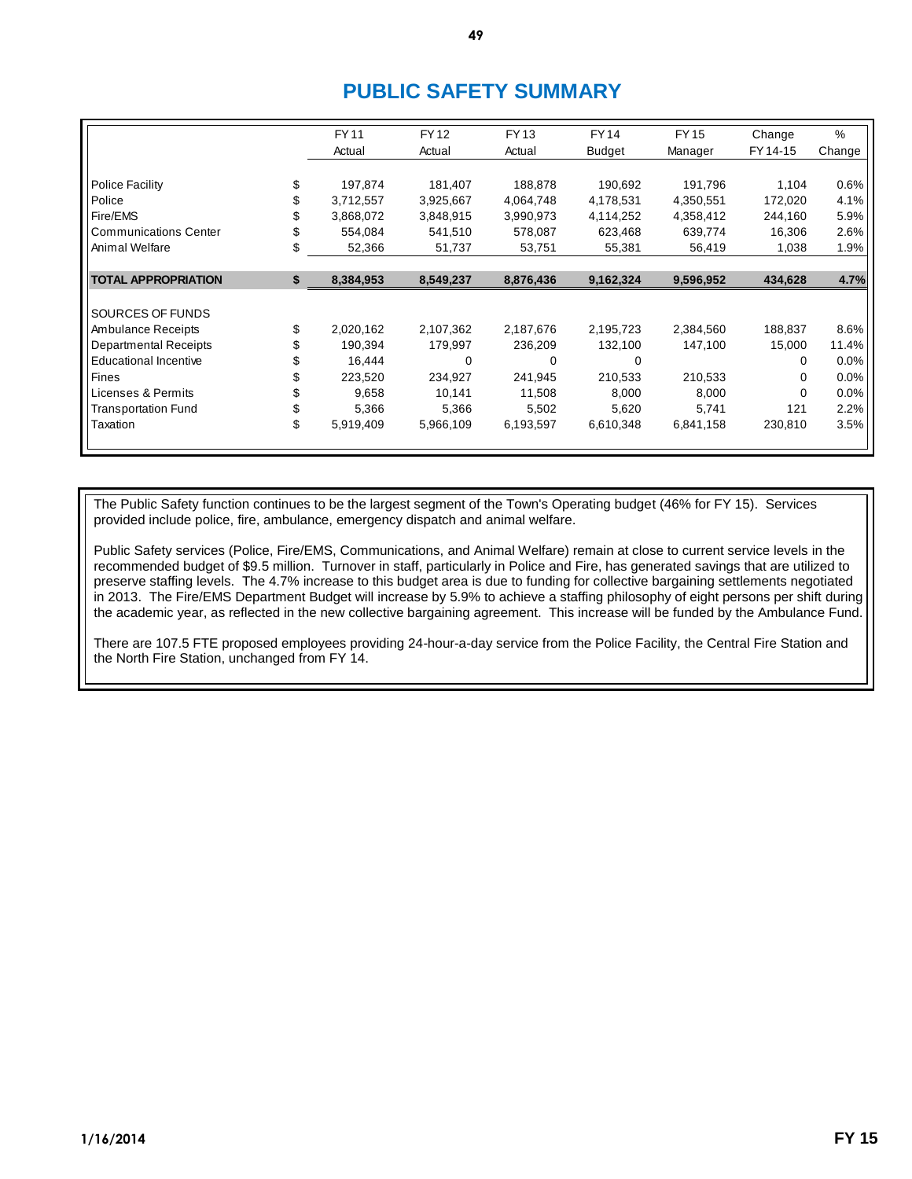# PUBLIC SAFETY SUMMARY

| | | FY 11 Actual | FY 12 Actual | FY 13 Actual | FY 14 Budget | FY 15 Manager | Change FY 14-15 | % Change |
|---|---|---|---|---|---|---|---|---|
| Police Facility | $ | 197,874 | 181,407 | 188,878 | 190,692 | 191,796 | 1,104 | 0.6% |
| Police | $ | 3,712,557 | 3,925,667 | 4,064,748 | 4,178,531 | 4,350,551 | 172,020 | 4.1% |
| Fire/EMS | $ | 3,868,072 | 3,848,915 | 3,990,973 | 4,114,252 | 4,358,412 | 244,160 | 5.9% |
| Communications Center | $ | 554,084 | 541,510 | 578,087 | 623,468 | 639,774 | 16,306 | 2.6% |
| Animal Welfare | $ | 52,366 | 51,737 | 53,751 | 55,381 | 56,419 | 1,038 | 1.9% |
| **TOTAL APPROPRIATION** | **$** | **8,384,953** | **8,549,237** | **8,876,436** | **9,162,324** | **9,596,952** | **434,628** | **4.7%** |
| SOURCES OF FUNDS | | | | | | | | |
| Ambulance Receipts | $ | 2,020,162 | 2,107,362 | 2,187,676 | 2,195,723 | 2,384,560 | 188,837 | 8.6% |
| Departmental Receipts | $ | 190,394 | 179,997 | 236,209 | 132,100 | 147,100 | 15,000 | 11.4% |
| Educational Incentive | $ | 16,444 | 0 | 0 | 0 | | 0 | 0.0% |
| Fines | $ | 223,520 | 234,927 | 241,945 | 210,533 | 210,533 | 0 | 0.0% |
| Licenses & Permits | $ | 9,658 | 10,141 | 11,508 | 8,000 | 8,000 | 0 | 0.0% |
| Transportation Fund | $ | 5,366 | 5,366 | 5,502 | 5,620 | 5,741 | 121 | 2.2% |
| Taxation | $ | 5,919,409 | 5,966,109 | 6,193,597 | 6,610,348 | 6,841,158 | 230,810 | 3.5% |

The Public Safety function continues to be the largest segment of the Town's Operating budget (46% for FY 15). Services provided include police, fire, ambulance, emergency dispatch and animal welfare.

Public Safety services (Police, Fire/EMS, Communications, and Animal Welfare) remain at close to current service levels in the recommended budget of $9.5 million. Turnover in staff, particularly in Police and Fire, has generated savings that are utilized to preserve staffing levels. The 4.7% increase to this budget area is due to funding for collective bargaining settlements negotiated in 2013. The Fire/EMS Department Budget will increase by 5.9% to achieve a staffing philosophy of eight persons per shift during the academic year, as reflected in the new collective bargaining agreement. This increase will be funded by the Ambulance Fund.

There are 107.5 FTE proposed employees providing 24-hour-a-day service from the Police Facility, the Central Fire Station and the North Fire Station, unchanged from FY 14.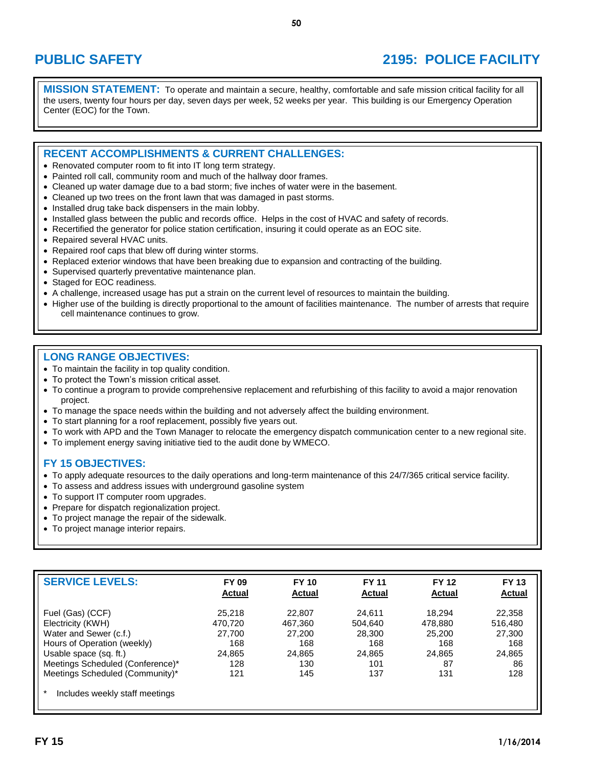# PUBLIC SAFETY

# 2195: POLICE FACILITY

**MISSION STATEMENT:** To operate and maintain a secure, healthy, comfortable and safe mission critical facility for all the users, twenty four hours per day, seven days per week, 52 weeks per year. This building is our Emergency Operation Center (EOC) for the Town.

## RECENT ACCOMPLISHMENTS & CURRENT CHALLENGES:

- Renovated computer room to fit into IT long term strategy.
- Painted roll call, community room and much of the hallway door frames.
- Cleaned up water damage due to a bad storm; five inches of water were in the basement.
- Cleaned up two trees on the front lawn that was damaged in past storms.
- Installed drug take back dispensers in the main lobby.
- Installed glass between the public and records office. Helps in the cost of HVAC and safety of records.
- Recertified the generator for police station certification, insuring it could operate as an EOC site.
- Repaired several HVAC units.
- Repaired roof caps that blew off during winter storms.
- Replaced exterior windows that have been breaking due to expansion and contracting of the building.
- Supervised quarterly preventative maintenance plan.
- Staged for EOC readiness.
- A challenge, increased usage has put a strain on the current level of resources to maintain the building.
- Higher use of the building is directly proportional to the amount of facilities maintenance. The number of arrests that require cell maintenance continues to grow.

## LONG RANGE OBJECTIVES:

- To maintain the facility in top quality condition.
- To protect the Town's mission critical asset.
- To continue a program to provide comprehensive replacement and refurbishing of this facility to avoid a major renovation project.
- To manage the space needs within the building and not adversely affect the building environment.
- To start planning for a roof replacement, possibly five years out.
- To work with APD and the Town Manager to relocate the emergency dispatch communication center to a new regional site.
- To implement energy saving initiative tied to the audit done by WMECO.

## FY 15 OBJECTIVES:

- To apply adequate resources to the daily operations and long-term maintenance of this 24/7/365 critical service facility.
- To assess and address issues with underground gasoline system
- To support IT computer room upgrades.
- Prepare for dispatch regionalization project.
- To project manage the repair of the sidewalk.
- To project manage interior repairs.

| SERVICE LEVELS: | FY 09 Actual | FY 10 Actual | FY 11 Actual | FY 12 Actual | FY 13 Actual |
|---|---|---|---|---|---|
| Fuel (Gas) (CCF) | 25,218 | 22,807 | 24,611 | 18,294 | 22,358 |
| Electricity (KWH) | 470,720 | 467,360 | 504,640 | 478,880 | 516,480 |
| Water and Sewer (c.f.) | 27,700 | 27,200 | 28,300 | 25,200 | 27,300 |
| Hours of Operation (weekly) | 168 | 168 | 168 | 168 | 168 |
| Usable space (sq. ft.) | 24,865 | 24,865 | 24,865 | 24,865 | 24,865 |
| Meetings Scheduled (Conference)* | 128 | 130 | 101 | 87 | 86 |
| Meetings Scheduled (Community)* | 121 | 145 | 137 | 131 | 128 |

\* Includes weekly staff meetings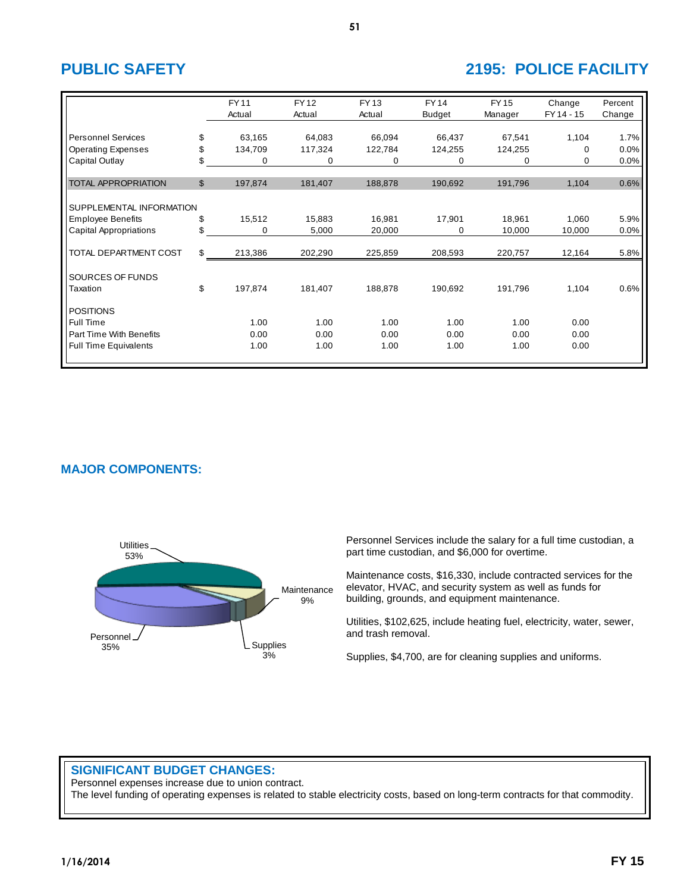# PUBLIC SAFETY

# 2195: POLICE FACILITY

| | | FY 11 Actual | FY 12 Actual | FY 13 Actual | FY 14 Budget | FY 15 Manager | Change FY 14 - 15 | Percent Change |
|---|---|---|---|---|---|---|---|---|
| Personnel Services | $ | 63,165 | 64,083 | 66,094 | 66,437 | 67,541 | 1,104 | 1.7% |
| Operating Expenses | $ | 134,709 | 117,324 | 122,784 | 124,255 | 124,255 | 0 | 0.0% |
| Capital Outlay | $ | 0 | 0 | 0 | 0 | 0 | 0 | 0.0% |
| TOTAL APPROPRIATION | $ | 197,874 | 181,407 | 188,878 | 190,692 | 191,796 | 1,104 | 0.6% |
| SUPPLEMENTAL INFORMATION | | | | | | | | |
| Employee Benefits | $ | 15,512 | 15,883 | 16,981 | 17,901 | 18,961 | 1,060 | 5.9% |
| Capital Appropriations | $ | 0 | 5,000 | 20,000 | 0 | 10,000 | 10,000 | 0.0% |
| TOTAL DEPARTMENT COST | $ | 213,386 | 202,290 | 225,859 | 208,593 | 220,757 | 12,164 | 5.8% |
| SOURCES OF FUNDS | | | | | | | | |
| Taxation | $ | 197,874 | 181,407 | 188,878 | 190,692 | 191,796 | 1,104 | 0.6% |
| POSITIONS | | | | | | | | |
| Full Time | | 1.00 | 1.00 | 1.00 | 1.00 | 1.00 | 0.00 | |
| Part Time With Benefits | | 0.00 | 0.00 | 0.00 | 0.00 | 0.00 | 0.00 | |
| Full Time Equivalents | | 1.00 | 1.00 | 1.00 | 1.00 | 1.00 | 0.00 | |

## MAJOR COMPONENTS:

Utilities 53%, Personnel 35%, Maintenance 9%, Supplies 3%

Personnel Services include the salary for a full time custodian, a part time custodian, and $6,000 for overtime.

Maintenance costs, $16,330, include contracted services for the elevator, HVAC, and security system as well as funds for building, grounds, and equipment maintenance.

Utilities, $102,625, include heating fuel, electricity, water, sewer, and trash removal.

Supplies, $4,700, are for cleaning supplies and uniforms.

## SIGNIFICANT BUDGET CHANGES:

Personnel expenses increase due to union contract.

The level funding of operating expenses is related to stable electricity costs, based on long-term contracts for that commodity.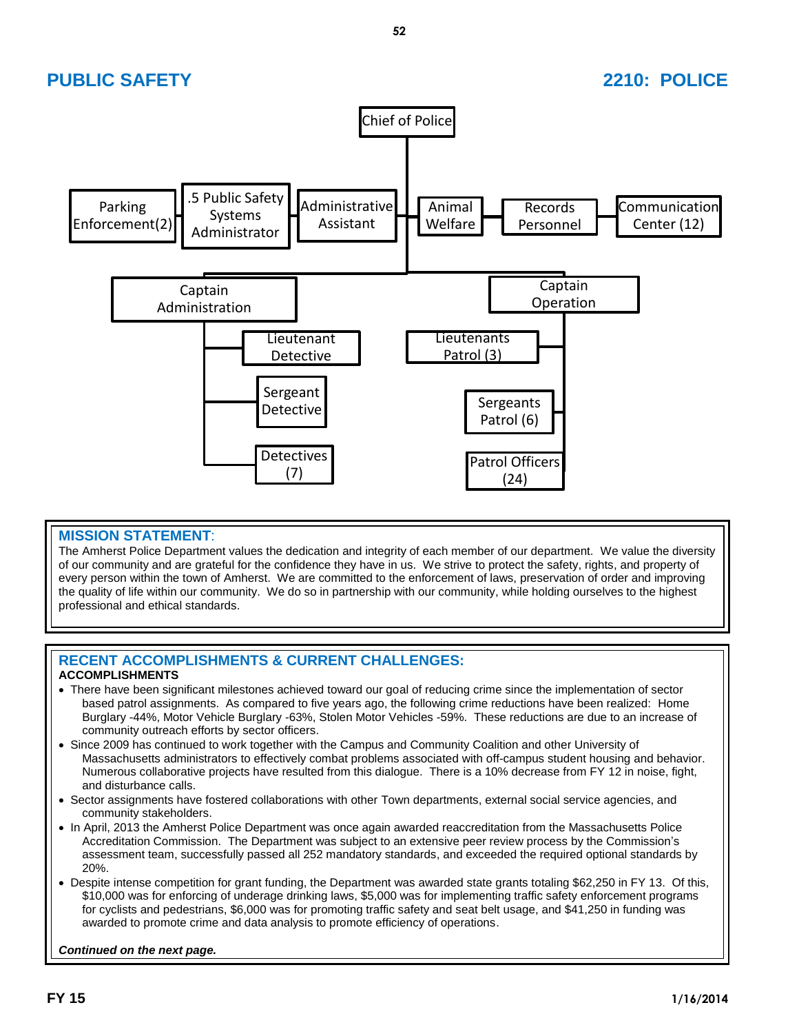# PUBLIC SAFETY

# 2210: POLICE

Chief of Police

Parking Enforcement(2) | .5 Public Safety Systems Administrator | Administrative Assistant | Animal Welfare | Records Personnel | Communication Center (12)

Captain Administration
- Lieutenant Detective
- Sergeant Detective
- Detectives (7)

Captain Operation
- Lieutenants Patrol (3)
- Sergeants Patrol (6)
- Patrol Officers (24)

## MISSION STATEMENT:

The Amherst Police Department values the dedication and integrity of each member of our department. We value the diversity of our community and are grateful for the confidence they have in us. We strive to protect the safety, rights, and property of every person within the town of Amherst. We are committed to the enforcement of laws, preservation of order and improving the quality of life within our community. We do so in partnership with our community, while holding ourselves to the highest professional and ethical standards.

## RECENT ACCOMPLISHMENTS & CURRENT CHALLENGES:

**ACCOMPLISHMENTS**

- There have been significant milestones achieved toward our goal of reducing crime since the implementation of sector based patrol assignments. As compared to five years ago, the following crime reductions have been realized: Home Burglary -44%, Motor Vehicle Burglary -63%, Stolen Motor Vehicles -59%. These reductions are due to an increase of community outreach efforts by sector officers.
- Since 2009 has continued to work together with the Campus and Community Coalition and other University of Massachusetts administrators to effectively combat problems associated with off-campus student housing and behavior. Numerous collaborative projects have resulted from this dialogue. There is a 10% decrease from FY 12 in noise, fight, and disturbance calls.
- Sector assignments have fostered collaborations with other Town departments, external social service agencies, and community stakeholders.
- In April, 2013 the Amherst Police Department was once again awarded reaccreditation from the Massachusetts Police Accreditation Commission. The Department was subject to an extensive peer review process by the Commission's assessment team, successfully passed all 252 mandatory standards, and exceeded the required optional standards by 20%.
- Despite intense competition for grant funding, the Department was awarded state grants totaling $62,250 in FY 13. Of this, $10,000 was for enforcing of underage drinking laws, $5,000 was for implementing traffic safety enforcement programs for cyclists and pedestrians, $6,000 was for promoting traffic safety and seat belt usage, and $41,250 in funding was awarded to promote crime and data analysis to promote efficiency of operations.

***Continued on the next page.***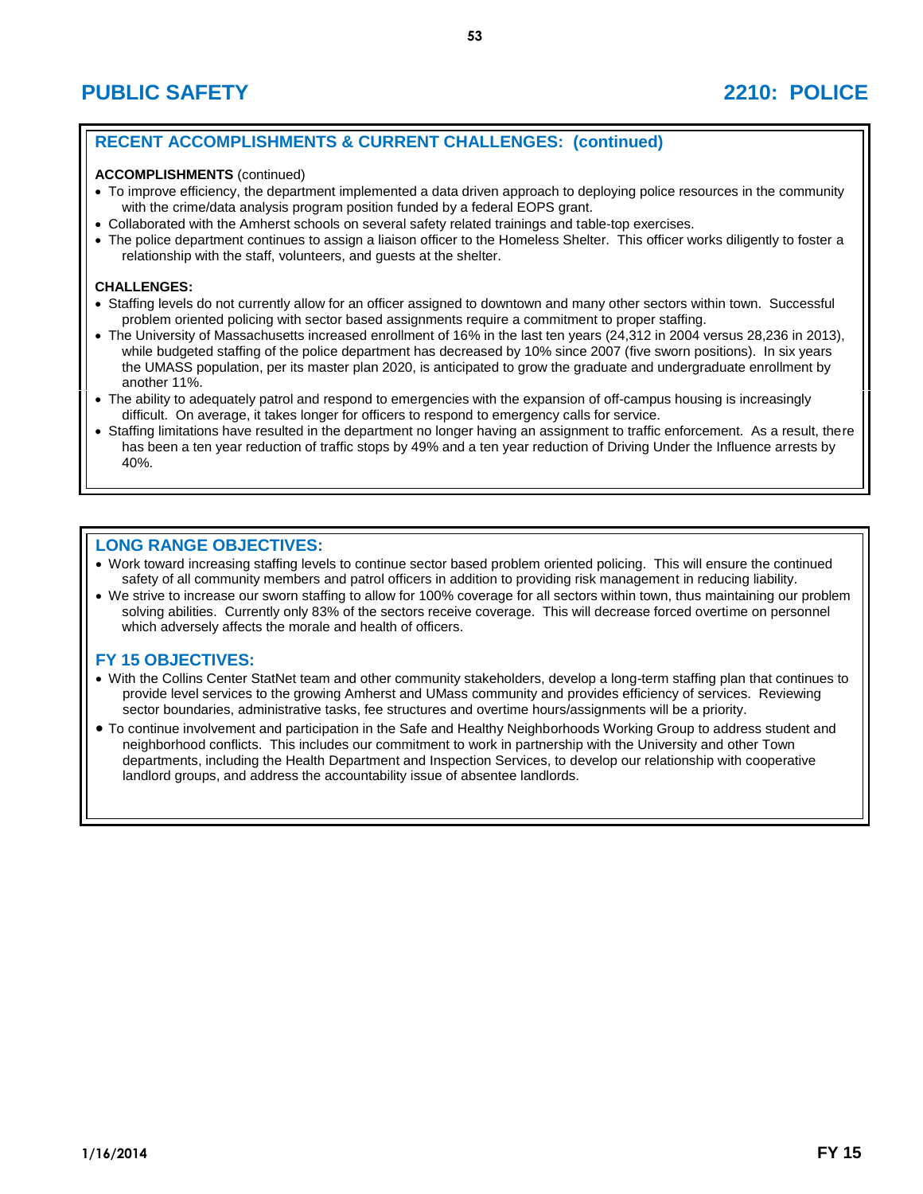# PUBLIC SAFETY 2210: POLICE

## RECENT ACCOMPLISHMENTS & CURRENT CHALLENGES: (continued)

**ACCOMPLISHMENTS** (continued)

- To improve efficiency, the department implemented a data driven approach to deploying police resources in the community with the crime/data analysis program position funded by a federal EOPS grant.
- Collaborated with the Amherst schools on several safety related trainings and table-top exercises.
- The police department continues to assign a liaison officer to the Homeless Shelter. This officer works diligently to foster a relationship with the staff, volunteers, and guests at the shelter.

**CHALLENGES:**

- Staffing levels do not currently allow for an officer assigned to downtown and many other sectors within town. Successful problem oriented policing with sector based assignments require a commitment to proper staffing.
- The University of Massachusetts increased enrollment of 16% in the last ten years (24,312 in 2004 versus 28,236 in 2013), while budgeted staffing of the police department has decreased by 10% since 2007 (five sworn positions). In six years the UMASS population, per its master plan 2020, is anticipated to grow the graduate and undergraduate enrollment by another 11%.
- The ability to adequately patrol and respond to emergencies with the expansion of off-campus housing is increasingly difficult. On average, it takes longer for officers to respond to emergency calls for service.
- Staffing limitations have resulted in the department no longer having an assignment to traffic enforcement. As a result, there has been a ten year reduction of traffic stops by 49% and a ten year reduction of Driving Under the Influence arrests by 40%.

## LONG RANGE OBJECTIVES:

- Work toward increasing staffing levels to continue sector based problem oriented policing. This will ensure the continued safety of all community members and patrol officers in addition to providing risk management in reducing liability.
- We strive to increase our sworn staffing to allow for 100% coverage for all sectors within town, thus maintaining our problem solving abilities. Currently only 83% of the sectors receive coverage. This will decrease forced overtime on personnel which adversely affects the morale and health of officers.

## FY 15 OBJECTIVES:

- With the Collins Center StatNet team and other community stakeholders, develop a long-term staffing plan that continues to provide level services to the growing Amherst and UMass community and provides efficiency of services. Reviewing sector boundaries, administrative tasks, fee structures and overtime hours/assignments will be a priority.
- To continue involvement and participation in the Safe and Healthy Neighborhoods Working Group to address student and neighborhood conflicts. This includes our commitment to work in partnership with the University and other Town departments, including the Health Department and Inspection Services, to develop our relationship with cooperative landlord groups, and address the accountability issue of absentee landlords.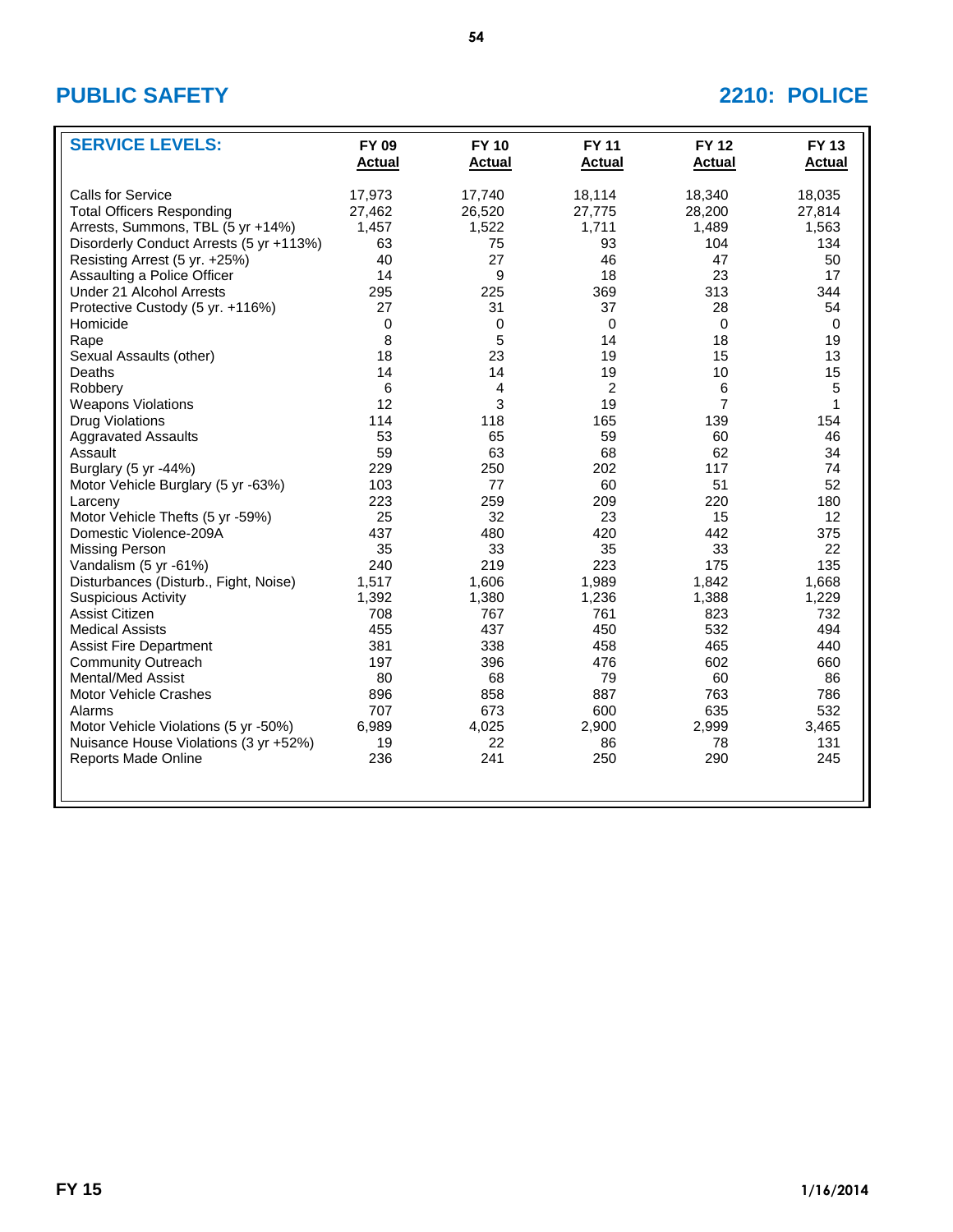## PUBLIC SAFETY

## 2210: POLICE

| SERVICE LEVELS: | FY 09 Actual | FY 10 Actual | FY 11 Actual | FY 12 Actual | FY 13 Actual |
|---|---|---|---|---|---|
| Calls for Service | 17,973 | 17,740 | 18,114 | 18,340 | 18,035 |
| Total Officers Responding | 27,462 | 26,520 | 27,775 | 28,200 | 27,814 |
| Arrests, Summons, TBL (5 yr +14%) | 1,457 | 1,522 | 1,711 | 1,489 | 1,563 |
| Disorderly Conduct Arrests (5 yr +113%) | 63 | 75 | 93 | 104 | 134 |
| Resisting Arrest (5 yr. +25%) | 40 | 27 | 46 | 47 | 50 |
| Assaulting a Police Officer | 14 | 9 | 18 | 23 | 17 |
| Under 21 Alcohol Arrests | 295 | 225 | 369 | 313 | 344 |
| Protective Custody (5 yr. +116%) | 27 | 31 | 37 | 28 | 54 |
| Homicide | 0 | 0 | 0 | 0 | 0 |
| Rape | 8 | 5 | 14 | 18 | 19 |
| Sexual Assaults (other) | 18 | 23 | 19 | 15 | 13 |
| Deaths | 14 | 14 | 19 | 10 | 15 |
| Robbery | 6 | 4 | 2 | 6 | 5 |
| Weapons Violations | 12 | 3 | 19 | 7 | 1 |
| Drug Violations | 114 | 118 | 165 | 139 | 154 |
| Aggravated Assaults | 53 | 65 | 59 | 60 | 46 |
| Assault | 59 | 63 | 68 | 62 | 34 |
| Burglary (5 yr -44%) | 229 | 250 | 202 | 117 | 74 |
| Motor Vehicle Burglary (5 yr -63%) | 103 | 77 | 60 | 51 | 52 |
| Larceny | 223 | 259 | 209 | 220 | 180 |
| Motor Vehicle Thefts (5 yr -59%) | 25 | 32 | 23 | 15 | 12 |
| Domestic Violence-209A | 437 | 480 | 420 | 442 | 375 |
| Missing Person | 35 | 33 | 35 | 33 | 22 |
| Vandalism (5 yr -61%) | 240 | 219 | 223 | 175 | 135 |
| Disturbances (Disturb., Fight, Noise) | 1,517 | 1,606 | 1,989 | 1,842 | 1,668 |
| Suspicious Activity | 1,392 | 1,380 | 1,236 | 1,388 | 1,229 |
| Assist Citizen | 708 | 767 | 761 | 823 | 732 |
| Medical Assists | 455 | 437 | 450 | 532 | 494 |
| Assist Fire Department | 381 | 338 | 458 | 465 | 440 |
| Community Outreach | 197 | 396 | 476 | 602 | 660 |
| Mental/Med Assist | 80 | 68 | 79 | 60 | 86 |
| Motor Vehicle Crashes | 896 | 858 | 887 | 763 | 786 |
| Alarms | 707 | 673 | 600 | 635 | 532 |
| Motor Vehicle Violations (5 yr -50%) | 6,989 | 4,025 | 2,900 | 2,999 | 3,465 |
| Nuisance House Violations (3 yr +52%) | 19 | 22 | 86 | 78 | 131 |
| Reports Made Online | 236 | 241 | 250 | 290 | 245 |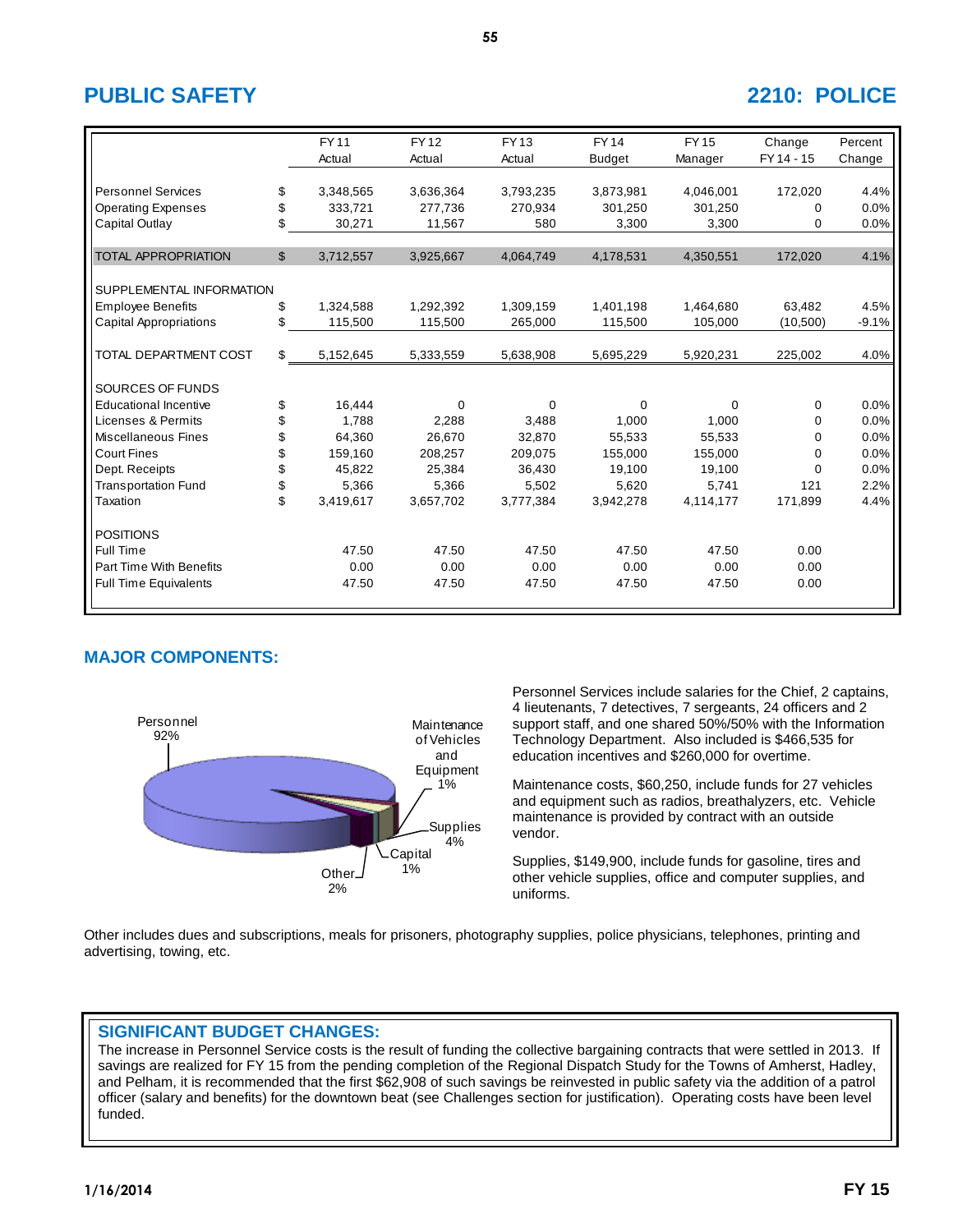## PUBLIC SAFETY

## 2210: POLICE

| | | FY 11 Actual | FY 12 Actual | FY 13 Actual | FY 14 Budget | FY 15 Manager | Change FY 14 - 15 | Percent Change |
|---|---|---|---|---|---|---|---|---|
| Personnel Services | $ | 3,348,565 | 3,636,364 | 3,793,235 | 3,873,981 | 4,046,001 | 172,020 | 4.4% |
| Operating Expenses | $ | 333,721 | 277,736 | 270,934 | 301,250 | 301,250 | 0 | 0.0% |
| Capital Outlay | $ | 30,271 | 11,567 | 580 | 3,300 | 3,300 | 0 | 0.0% |
| TOTAL APPROPRIATION | $ | 3,712,557 | 3,925,667 | 4,064,749 | 4,178,531 | 4,350,551 | 172,020 | 4.1% |
| SUPPLEMENTAL INFORMATION | | | | | | | | |
| Employee Benefits | $ | 1,324,588 | 1,292,392 | 1,309,159 | 1,401,198 | 1,464,680 | 63,482 | 4.5% |
| Capital Appropriations | $ | 115,500 | 115,500 | 265,000 | 115,500 | 105,000 | (10,500) | -9.1% |
| TOTAL DEPARTMENT COST | $ | 5,152,645 | 5,333,559 | 5,638,908 | 5,695,229 | 5,920,231 | 225,002 | 4.0% |
| SOURCES OF FUNDS | | | | | | | | |
| Educational Incentive | $ | 16,444 | 0 | 0 | 0 | 0 | 0 | 0.0% |
| Licenses & Permits | $ | 1,788 | 2,288 | 3,488 | 1,000 | 1,000 | 0 | 0.0% |
| Miscellaneous Fines | $ | 64,360 | 26,670 | 32,870 | 55,533 | 55,533 | 0 | 0.0% |
| Court Fines | $ | 159,160 | 208,257 | 209,075 | 155,000 | 155,000 | 0 | 0.0% |
| Dept. Receipts | $ | 45,822 | 25,384 | 36,430 | 19,100 | 19,100 | 0 | 0.0% |
| Transportation Fund | $ | 5,366 | 5,366 | 5,502 | 5,620 | 5,741 | 121 | 2.2% |
| Taxation | $ | 3,419,617 | 3,657,702 | 3,777,384 | 3,942,278 | 4,114,177 | 171,899 | 4.4% |
| POSITIONS | | | | | | | | |
| Full Time | | 47.50 | 47.50 | 47.50 | 47.50 | 47.50 | 0.00 | |
| Part Time With Benefits | | 0.00 | 0.00 | 0.00 | 0.00 | 0.00 | 0.00 | |
| Full Time Equivalents | | 47.50 | 47.50 | 47.50 | 47.50 | 47.50 | 0.00 | |

## MAJOR COMPONENTS:

Personnel 92%; Maintenance of Vehicles and Equipment 1%; Supplies 4%; Capital 1%; Other 2%

Personnel Services include salaries for the Chief, 2 captains, 4 lieutenants, 7 detectives, 7 sergeants, 24 officers and 2 support staff, and one shared 50%/50% with the Information Technology Department. Also included is $466,535 for education incentives and $260,000 for overtime.

Maintenance costs, $60,250, include funds for 27 vehicles and equipment such as radios, breathalyzers, etc. Vehicle maintenance is provided by contract with an outside vendor.

Supplies, $149,900, include funds for gasoline, tires and other vehicle supplies, office and computer supplies, and uniforms.

Other includes dues and subscriptions, meals for prisoners, photography supplies, police physicians, telephones, printing and advertising, towing, etc.

## SIGNIFICANT BUDGET CHANGES:

The increase in Personnel Service costs is the result of funding the collective bargaining contracts that were settled in 2013. If savings are realized for FY 15 from the pending completion of the Regional Dispatch Study for the Towns of Amherst, Hadley, and Pelham, it is recommended that the first $62,908 of such savings be reinvested in public safety via the addition of a patrol officer (salary and benefits) for the downtown beat (see Challenges section for justification). Operating costs have been level funded.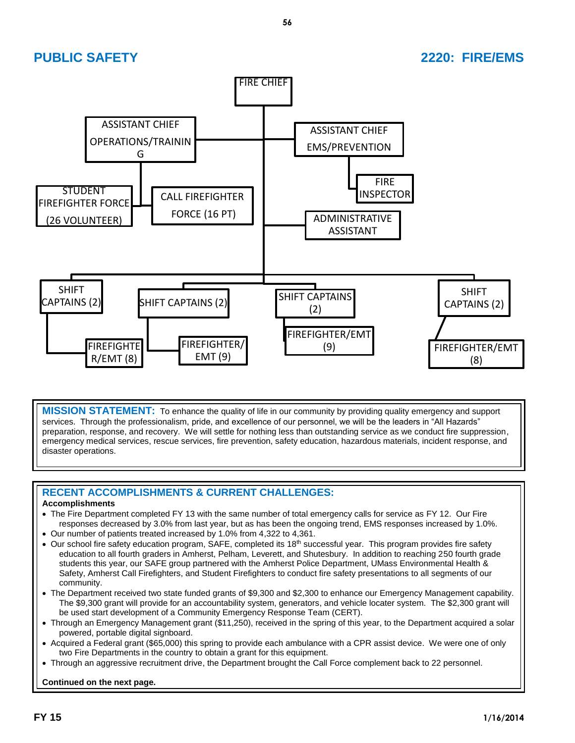# PUBLIC SAFETY

## 2220: FIRE/EMS

FIRE CHIEF

- ASSISTANT CHIEF OPERATIONS/TRAINING
  - STUDENT FIREFIGHTER FORCE (26 VOLUNTEER)
  - CALL FIREFIGHTER FORCE (16 PT)
- ASSISTANT CHIEF EMS/PREVENTION
  - FIRE INSPECTOR
- ADMINISTRATIVE ASSISTANT
- SHIFT CAPTAINS (2)
  - FIREFIGHTER/EMT (8)
- SHIFT CAPTAINS (2)
  - FIREFIGHTER/EMT (9)
- SHIFT CAPTAINS (2)
  - FIREFIGHTER/EMT (9)
- SHIFT CAPTAINS (2)
  - FIREFIGHTER/EMT (8)

**MISSION STATEMENT:** To enhance the quality of life in our community by providing quality emergency and support services. Through the professionalism, pride, and excellence of our personnel, we will be the leaders in "All Hazards" preparation, response, and recovery. We will settle for nothing less than outstanding service as we conduct fire suppression, emergency medical services, rescue services, fire prevention, safety education, hazardous materials, incident response, and disaster operations.

### RECENT ACCOMPLISHMENTS & CURRENT CHALLENGES:

**Accomplishments**

- The Fire Department completed FY 13 with the same number of total emergency calls for service as FY 12. Our Fire responses decreased by 3.0% from last year, but as has been the ongoing trend, EMS responses increased by 1.0%.
- Our number of patients treated increased by 1.0% from 4,322 to 4,361.
- Our school fire safety education program, SAFE, completed its 18th successful year. This program provides fire safety education to all fourth graders in Amherst, Pelham, Leverett, and Shutesbury. In addition to reaching 250 fourth grade students this year, our SAFE group partnered with the Amherst Police Department, UMass Environmental Health & Safety, Amherst Call Firefighters, and Student Firefighters to conduct fire safety presentations to all segments of our community.
- The Department received two state funded grants of $9,300 and $2,300 to enhance our Emergency Management capability. The $9,300 grant will provide for an accountability system, generators, and vehicle locater system. The $2,300 grant will be used start development of a Community Emergency Response Team (CERT).
- Through an Emergency Management grant ($11,250), received in the spring of this year, to the Department acquired a solar powered, portable digital signboard.
- Acquired a Federal grant ($65,000) this spring to provide each ambulance with a CPR assist device. We were one of only two Fire Departments in the country to obtain a grant for this equipment.
- Through an aggressive recruitment drive, the Department brought the Call Force complement back to 22 personnel.

**Continued on the next page.**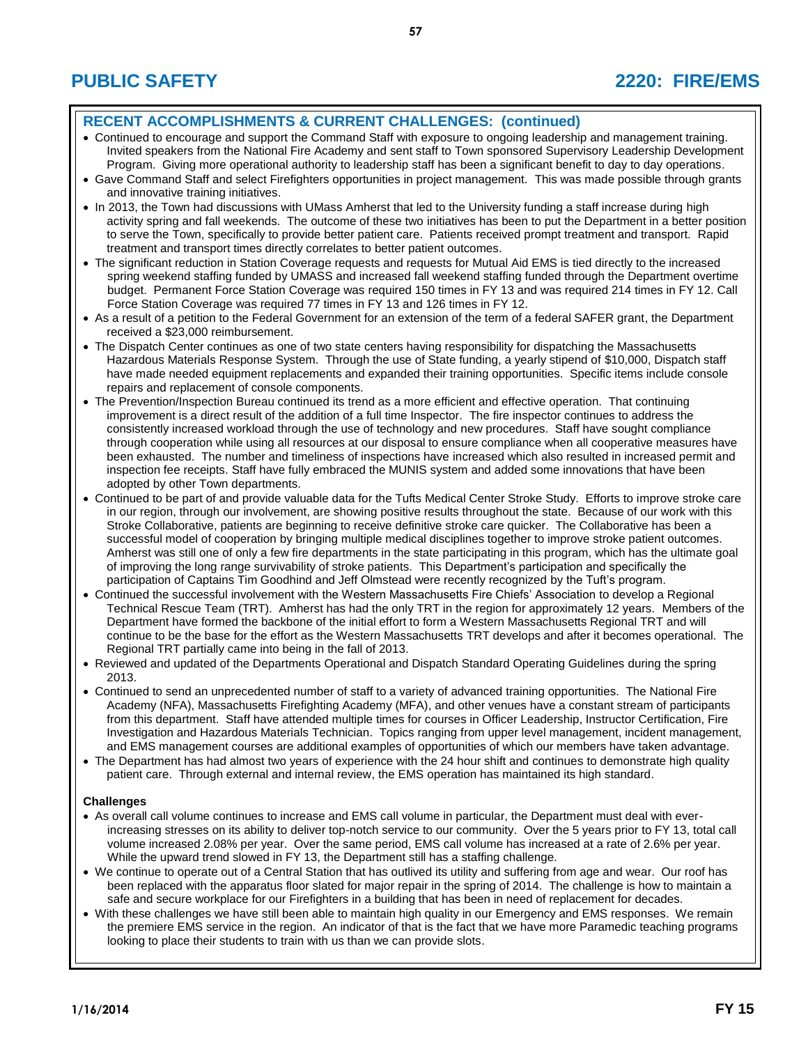# PUBLIC SAFETY

# 2220: FIRE/EMS

## RECENT ACCOMPLISHMENTS & CURRENT CHALLENGES: (continued)

- Continued to encourage and support the Command Staff with exposure to ongoing leadership and management training. Invited speakers from the National Fire Academy and sent staff to Town sponsored Supervisory Leadership Development Program. Giving more operational authority to leadership staff has been a significant benefit to day to day operations.
- Gave Command Staff and select Firefighters opportunities in project management. This was made possible through grants and innovative training initiatives.
- In 2013, the Town had discussions with UMass Amherst that led to the University funding a staff increase during high activity spring and fall weekends. The outcome of these two initiatives has been to put the Department in a better position to serve the Town, specifically to provide better patient care. Patients received prompt treatment and transport. Rapid treatment and transport times directly correlates to better patient outcomes.
- The significant reduction in Station Coverage requests and requests for Mutual Aid EMS is tied directly to the increased spring weekend staffing funded by UMASS and increased fall weekend staffing funded through the Department overtime budget. Permanent Force Station Coverage was required 150 times in FY 13 and was required 214 times in FY 12. Call Force Station Coverage was required 77 times in FY 13 and 126 times in FY 12.
- As a result of a petition to the Federal Government for an extension of the term of a federal SAFER grant, the Department received a $23,000 reimbursement.
- The Dispatch Center continues as one of two state centers having responsibility for dispatching the Massachusetts Hazardous Materials Response System. Through the use of State funding, a yearly stipend of $10,000, Dispatch staff have made needed equipment replacements and expanded their training opportunities. Specific items include console repairs and replacement of console components.
- The Prevention/Inspection Bureau continued its trend as a more efficient and effective operation. That continuing improvement is a direct result of the addition of a full time Inspector. The fire inspector continues to address the consistently increased workload through the use of technology and new procedures. Staff have sought compliance through cooperation while using all resources at our disposal to ensure compliance when all cooperative measures have been exhausted. The number and timeliness of inspections have increased which also resulted in increased permit and inspection fee receipts. Staff have fully embraced the MUNIS system and added some innovations that have been adopted by other Town departments.
- Continued to be part of and provide valuable data for the Tufts Medical Center Stroke Study. Efforts to improve stroke care in our region, through our involvement, are showing positive results throughout the state. Because of our work with this Stroke Collaborative, patients are beginning to receive definitive stroke care quicker. The Collaborative has been a successful model of cooperation by bringing multiple medical disciplines together to improve stroke patient outcomes. Amherst was still one of only a few fire departments in the state participating in this program, which has the ultimate goal of improving the long range survivability of stroke patients. This Department's participation and specifically the participation of Captains Tim Goodhind and Jeff Olmstead were recently recognized by the Tuft's program.
- Continued the successful involvement with the Western Massachusetts Fire Chiefs' Association to develop a Regional Technical Rescue Team (TRT). Amherst has had the only TRT in the region for approximately 12 years. Members of the Department have formed the backbone of the initial effort to form a Western Massachusetts Regional TRT and will continue to be the base for the effort as the Western Massachusetts TRT develops and after it becomes operational. The Regional TRT partially came into being in the fall of 2013.
- Reviewed and updated of the Departments Operational and Dispatch Standard Operating Guidelines during the spring 2013.
- Continued to send an unprecedented number of staff to a variety of advanced training opportunities. The National Fire Academy (NFA), Massachusetts Firefighting Academy (MFA), and other venues have a constant stream of participants from this department. Staff have attended multiple times for courses in Officer Leadership, Instructor Certification, Fire Investigation and Hazardous Materials Technician. Topics ranging from upper level management, incident management, and EMS management courses are additional examples of opportunities of which our members have taken advantage.
- The Department has had almost two years of experience with the 24 hour shift and continues to demonstrate high quality patient care. Through external and internal review, the EMS operation has maintained its high standard.

**Challenges**

- As overall call volume continues to increase and EMS call volume in particular, the Department must deal with ever-increasing stresses on its ability to deliver top-notch service to our community. Over the 5 years prior to FY 13, total call volume increased 2.08% per year. Over the same period, EMS call volume has increased at a rate of 2.6% per year. While the upward trend slowed in FY 13, the Department still has a staffing challenge.
- We continue to operate out of a Central Station that has outlived its utility and suffering from age and wear. Our roof has been replaced with the apparatus floor slated for major repair in the spring of 2014. The challenge is how to maintain a safe and secure workplace for our Firefighters in a building that has been in need of replacement for decades.
- With these challenges we have still been able to maintain high quality in our Emergency and EMS responses. We remain the premiere EMS service in the region. An indicator of that is the fact that we have more Paramedic teaching programs looking to place their students to train with us than we can provide slots.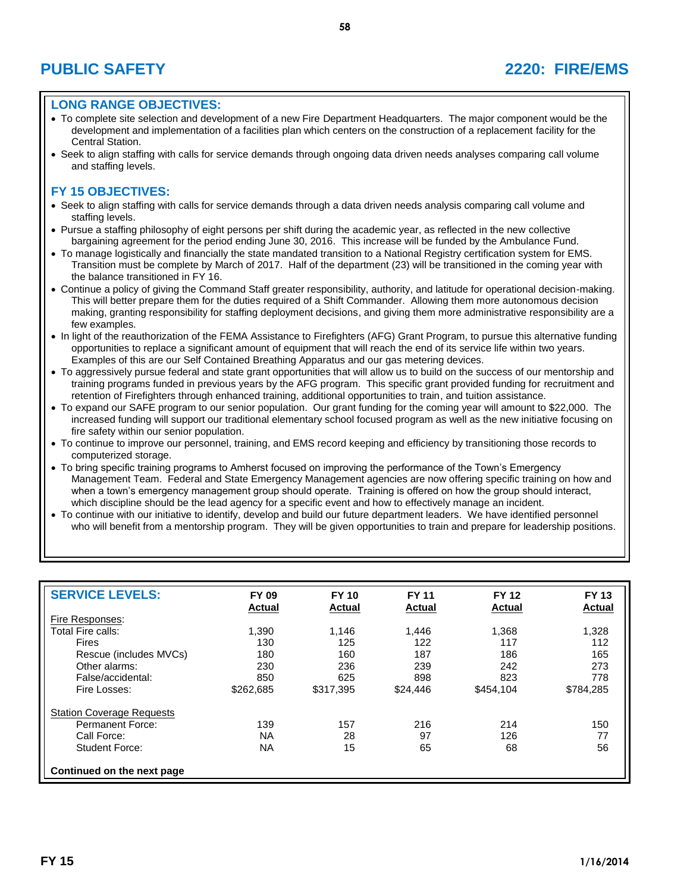# PUBLIC SAFETY

# 2220: FIRE/EMS

## LONG RANGE OBJECTIVES:

- To complete site selection and development of a new Fire Department Headquarters. The major component would be the development and implementation of a facilities plan which centers on the construction of a replacement facility for the Central Station.
- Seek to align staffing with calls for service demands through ongoing data driven needs analyses comparing call volume and staffing levels.

## FY 15 OBJECTIVES:

- Seek to align staffing with calls for service demands through a data driven needs analysis comparing call volume and staffing levels.
- Pursue a staffing philosophy of eight persons per shift during the academic year, as reflected in the new collective bargaining agreement for the period ending June 30, 2016. This increase will be funded by the Ambulance Fund.
- To manage logistically and financially the state mandated transition to a National Registry certification system for EMS. Transition must be complete by March of 2017. Half of the department (23) will be transitioned in the coming year with the balance transitioned in FY 16.
- Continue a policy of giving the Command Staff greater responsibility, authority, and latitude for operational decision-making. This will better prepare them for the duties required of a Shift Commander. Allowing them more autonomous decision making, granting responsibility for staffing deployment decisions, and giving them more administrative responsibility are a few examples.
- In light of the reauthorization of the FEMA Assistance to Firefighters (AFG) Grant Program, to pursue this alternative funding opportunities to replace a significant amount of equipment that will reach the end of its service life within two years. Examples of this are our Self Contained Breathing Apparatus and our gas metering devices.
- To aggressively pursue federal and state grant opportunities that will allow us to build on the success of our mentorship and training programs funded in previous years by the AFG program. This specific grant provided funding for recruitment and retention of Firefighters through enhanced training, additional opportunities to train, and tuition assistance.
- To expand our SAFE program to our senior population. Our grant funding for the coming year will amount to $22,000. The increased funding will support our traditional elementary school focused program as well as the new initiative focusing on fire safety within our senior population.
- To continue to improve our personnel, training, and EMS record keeping and efficiency by transitioning those records to computerized storage.
- To bring specific training programs to Amherst focused on improving the performance of the Town's Emergency Management Team. Federal and State Emergency Management agencies are now offering specific training on how and when a town's emergency management group should operate. Training is offered on how the group should interact, which discipline should be the lead agency for a specific event and how to effectively manage an incident.
- To continue with our initiative to identify, develop and build our future department leaders. We have identified personnel who will benefit from a mentorship program. They will be given opportunities to train and prepare for leadership positions.

## SERVICE LEVELS:

| | FY 09 Actual | FY 10 Actual | FY 11 Actual | FY 12 Actual | FY 13 Actual |
|---|---|---|---|---|---|
| Fire Responses: | | | | | |
| Total Fire calls: | 1,390 | 1,146 | 1,446 | 1,368 | 1,328 |
| Fires | 130 | 125 | 122 | 117 | 112 |
| Rescue (includes MVCs) | 180 | 160 | 187 | 186 | 165 |
| Other alarms: | 230 | 236 | 239 | 242 | 273 |
| False/accidental: | 850 | 625 | 898 | 823 | 778 |
| Fire Losses: | $262,685 | $317,395 | $24,446 | $454,104 | $784,285 |
| Station Coverage Requests | | | | | |
| Permanent Force: | 139 | 157 | 216 | 214 | 150 |
| Call Force: | NA | 28 | 97 | 126 | 77 |
| Student Force: | NA | 15 | 65 | 68 | 56 |

**Continued on the next page**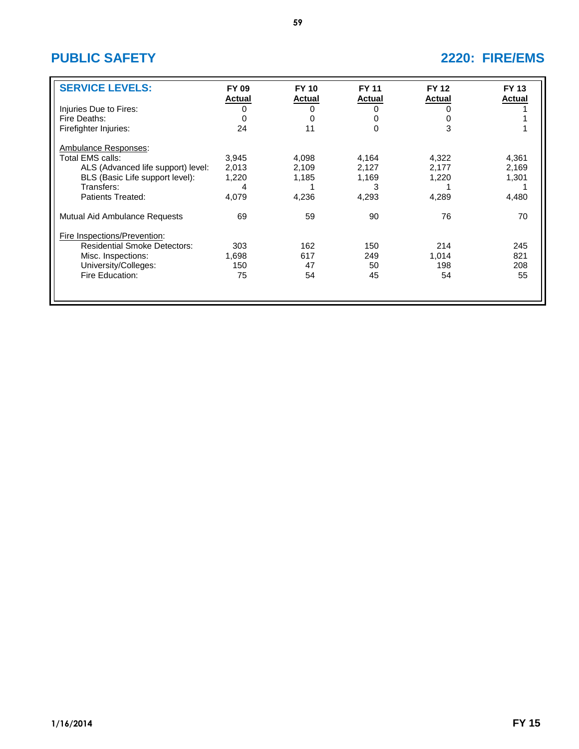## PUBLIC SAFETY

## 2220: FIRE/EMS

| SERVICE LEVELS: | FY 09 Actual | FY 10 Actual | FY 11 Actual | FY 12 Actual | FY 13 Actual |
|---|---|---|---|---|---|
| Injuries Due to Fires: | 0 | 0 | 0 | 0 | 1 |
| Fire Deaths: | 0 | 0 | 0 | 0 | 1 |
| Firefighter Injuries: | 24 | 11 | 0 | 3 | 1 |
| Ambulance Responses: | | | | | |
| Total EMS calls: | 3,945 | 4,098 | 4,164 | 4,322 | 4,361 |
| ALS (Advanced life support) level: | 2,013 | 2,109 | 2,127 | 2,177 | 2,169 |
| BLS (Basic Life support level): | 1,220 | 1,185 | 1,169 | 1,220 | 1,301 |
| Transfers: | 4 | 1 | 3 | 1 | 1 |
| Patients Treated: | 4,079 | 4,236 | 4,293 | 4,289 | 4,480 |
| Mutual Aid Ambulance Requests | 69 | 59 | 90 | 76 | 70 |
| Fire Inspections/Prevention: | | | | | |
| Residential Smoke Detectors: | 303 | 162 | 150 | 214 | 245 |
| Misc. Inspections: | 1,698 | 617 | 249 | 1,014 | 821 |
| University/Colleges: | 150 | 47 | 50 | 198 | 208 |
| Fire Education: | 75 | 54 | 45 | 54 | 55 |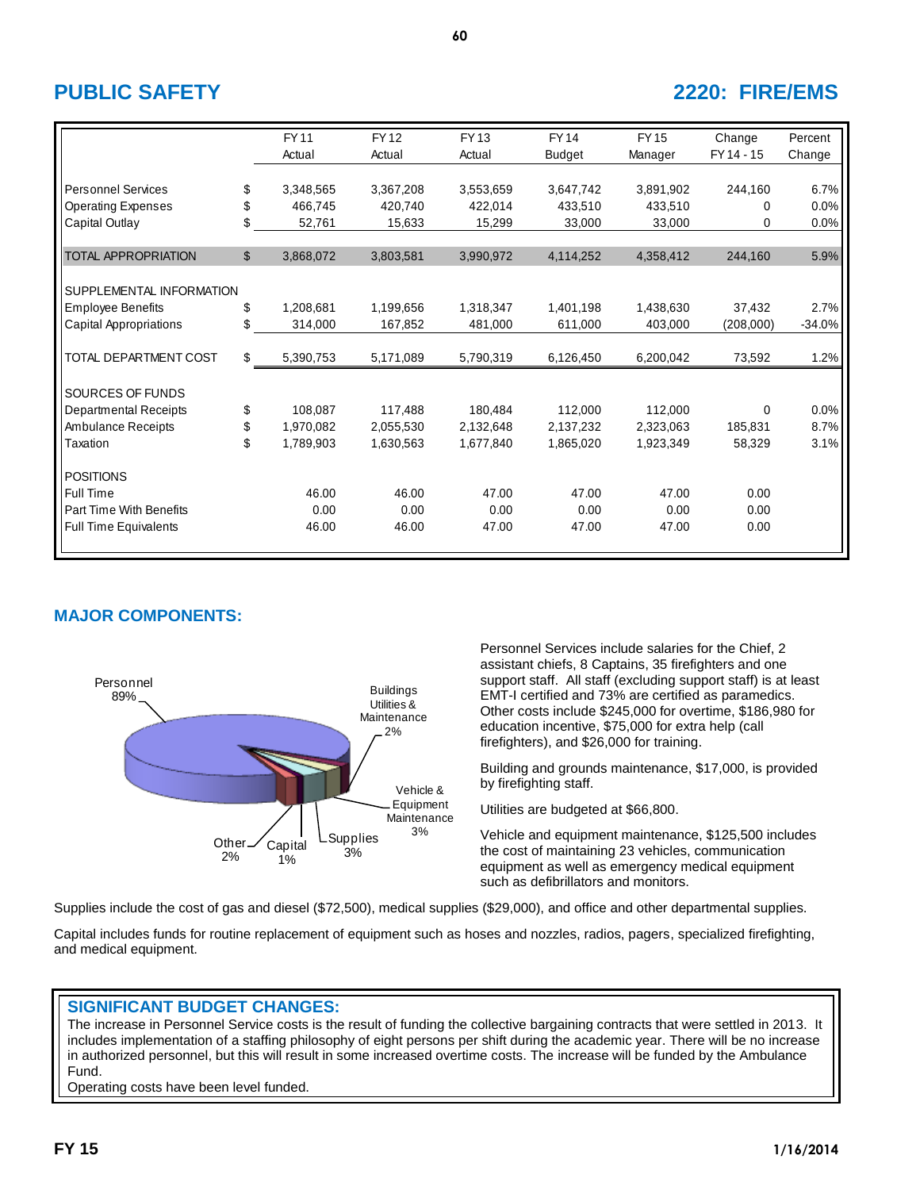# PUBLIC SAFETY

# 2220: FIRE/EMS

| | | FY 11 Actual | FY 12 Actual | FY 13 Actual | FY 14 Budget | FY 15 Manager | Change FY 14 - 15 | Percent Change |
|---|---|---|---|---|---|---|---|---|
| Personnel Services | $ | 3,348,565 | 3,367,208 | 3,553,659 | 3,647,742 | 3,891,902 | 244,160 | 6.7% |
| Operating Expenses | $ | 466,745 | 420,740 | 422,014 | 433,510 | 433,510 | 0 | 0.0% |
| Capital Outlay | $ | 52,761 | 15,633 | 15,299 | 33,000 | 33,000 | 0 | 0.0% |
| TOTAL APPROPRIATION | $ | 3,868,072 | 3,803,581 | 3,990,972 | 4,114,252 | 4,358,412 | 244,160 | 5.9% |
| SUPPLEMENTAL INFORMATION | | | | | | | | |
| Employee Benefits | $ | 1,208,681 | 1,199,656 | 1,318,347 | 1,401,198 | 1,438,630 | 37,432 | 2.7% |
| Capital Appropriations | $ | 314,000 | 167,852 | 481,000 | 611,000 | 403,000 | (208,000) | -34.0% |
| TOTAL DEPARTMENT COST | $ | 5,390,753 | 5,171,089 | 5,790,319 | 6,126,450 | 6,200,042 | 73,592 | 1.2% |
| SOURCES OF FUNDS | | | | | | | | |
| Departmental Receipts | $ | 108,087 | 117,488 | 180,484 | 112,000 | 112,000 | 0 | 0.0% |
| Ambulance Receipts | $ | 1,970,082 | 2,055,530 | 2,132,648 | 2,137,232 | 2,323,063 | 185,831 | 8.7% |
| Taxation | $ | 1,789,903 | 1,630,563 | 1,677,840 | 1,865,020 | 1,923,349 | 58,329 | 3.1% |
| POSITIONS | | | | | | | | |
| Full Time | | 46.00 | 46.00 | 47.00 | 47.00 | 47.00 | 0.00 | |
| Part Time With Benefits | | 0.00 | 0.00 | 0.00 | 0.00 | 0.00 | 0.00 | |
| Full Time Equivalents | | 46.00 | 46.00 | 47.00 | 47.00 | 47.00 | 0.00 | |

## MAJOR COMPONENTS:

Personnel 89%; Buildings Utilities & Maintenance 2%; Vehicle & Equipment Maintenance 3%; Supplies 3%; Capital 1%; Other 2%

Personnel Services include salaries for the Chief, 2 assistant chiefs, 8 Captains, 35 firefighters and one support staff. All staff (excluding support staff) is at least EMT-I certified and 73% are certified as paramedics. Other costs include $245,000 for overtime, $186,980 for education incentive, $75,000 for extra help (call firefighters), and $26,000 for training.

Building and grounds maintenance, $17,000, is provided by firefighting staff.

Utilities are budgeted at $66,800.

Vehicle and equipment maintenance, $125,500 includes the cost of maintaining 23 vehicles, communication equipment as well as emergency medical equipment such as defibrillators and monitors.

Supplies include the cost of gas and diesel ($72,500), medical supplies ($29,000), and office and other departmental supplies.

Capital includes funds for routine replacement of equipment such as hoses and nozzles, radios, pagers, specialized firefighting, and medical equipment.

## SIGNIFICANT BUDGET CHANGES:

The increase in Personnel Service costs is the result of funding the collective bargaining contracts that were settled in 2013. It includes implementation of a staffing philosophy of eight persons per shift during the academic year. There will be no increase in authorized personnel, but this will result in some increased overtime costs. The increase will be funded by the Ambulance Fund.

Operating costs have been level funded.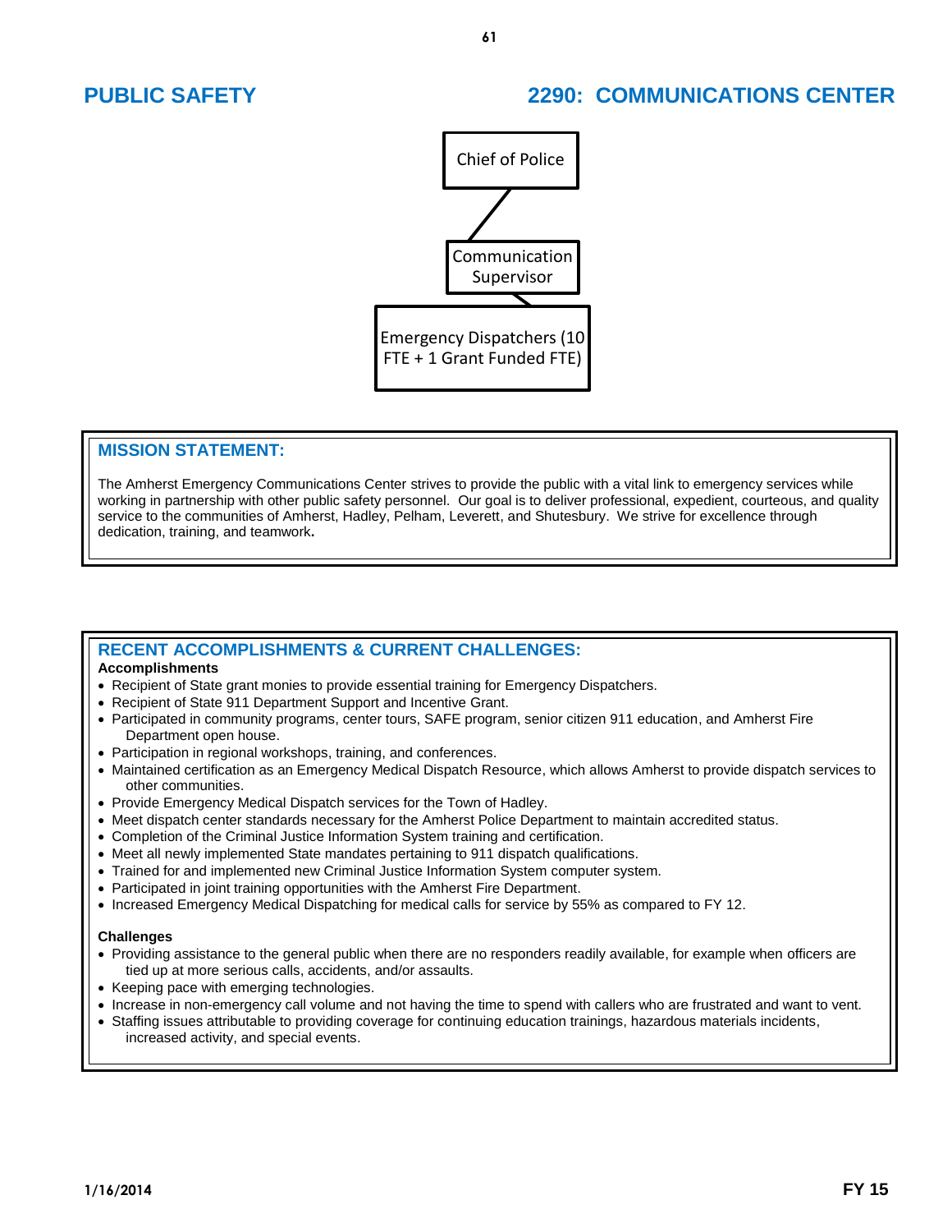# PUBLIC SAFETY

# 2290: COMMUNICATIONS CENTER

Chief of Police

Communication Supervisor

Emergency Dispatchers (10 FTE + 1 Grant Funded FTE)

## MISSION STATEMENT:

The Amherst Emergency Communications Center strives to provide the public with a vital link to emergency services while working in partnership with other public safety personnel. Our goal is to deliver professional, expedient, courteous, and quality service to the communities of Amherst, Hadley, Pelham, Leverett, and Shutesbury. We strive for excellence through dedication, training, and teamwork**.**

## RECENT ACCOMPLISHMENTS & CURRENT CHALLENGES:

**Accomplishments**

- Recipient of State grant monies to provide essential training for Emergency Dispatchers.
- Recipient of State 911 Department Support and Incentive Grant.
- Participated in community programs, center tours, SAFE program, senior citizen 911 education, and Amherst Fire Department open house.
- Participation in regional workshops, training, and conferences.
- Maintained certification as an Emergency Medical Dispatch Resource, which allows Amherst to provide dispatch services to other communities.
- Provide Emergency Medical Dispatch services for the Town of Hadley.
- Meet dispatch center standards necessary for the Amherst Police Department to maintain accredited status.
- Completion of the Criminal Justice Information System training and certification.
- Meet all newly implemented State mandates pertaining to 911 dispatch qualifications.
- Trained for and implemented new Criminal Justice Information System computer system.
- Participated in joint training opportunities with the Amherst Fire Department.
- Increased Emergency Medical Dispatching for medical calls for service by 55% as compared to FY 12.

**Challenges**

- Providing assistance to the general public when there are no responders readily available, for example when officers are tied up at more serious calls, accidents, and/or assaults.
- Keeping pace with emerging technologies.
- Increase in non-emergency call volume and not having the time to spend with callers who are frustrated and want to vent.
- Staffing issues attributable to providing coverage for continuing education trainings, hazardous materials incidents, increased activity, and special events.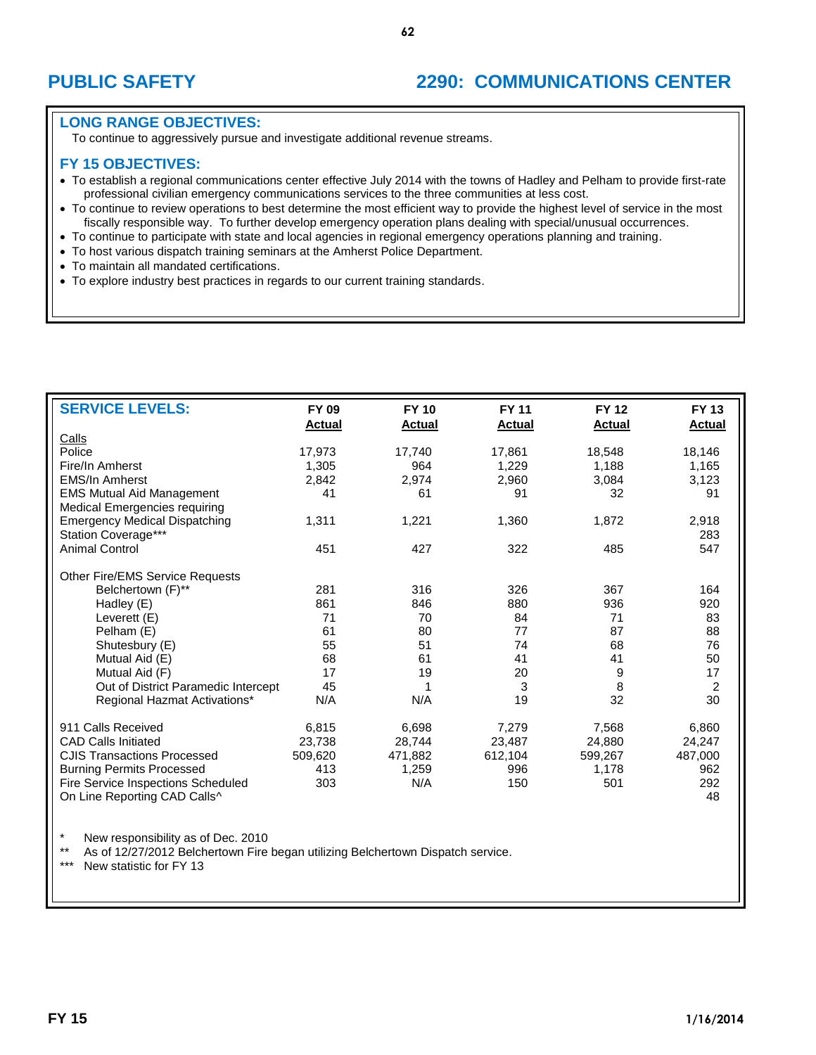# PUBLIC SAFETY

# 2290: COMMUNICATIONS CENTER

## LONG RANGE OBJECTIVES:

To continue to aggressively pursue and investigate additional revenue streams.

## FY 15 OBJECTIVES:

- To establish a regional communications center effective July 2014 with the towns of Hadley and Pelham to provide first-rate professional civilian emergency communications services to the three communities at less cost.
- To continue to review operations to best determine the most efficient way to provide the highest level of service in the most fiscally responsible way. To further develop emergency operation plans dealing with special/unusual occurrences.
- To continue to participate with state and local agencies in regional emergency operations planning and training.
- To host various dispatch training seminars at the Amherst Police Department.
- To maintain all mandated certifications.
- To explore industry best practices in regards to our current training standards.

| SERVICE LEVELS: | FY 09 Actual | FY 10 Actual | FY 11 Actual | FY 12 Actual | FY 13 Actual |
|---|---|---|---|---|---|
| Calls | | | | | |
| Police | 17,973 | 17,740 | 17,861 | 18,548 | 18,146 |
| Fire/In Amherst | 1,305 | 964 | 1,229 | 1,188 | 1,165 |
| EMS/In Amherst | 2,842 | 2,974 | 2,960 | 3,084 | 3,123 |
| EMS Mutual Aid Management | 41 | 61 | 91 | 32 | 91 |
| Medical Emergencies requiring Emergency Medical Dispatching | 1,311 | 1,221 | 1,360 | 1,872 | 2,918 |
| Station Coverage*** | | | | | 283 |
| Animal Control | 451 | 427 | 322 | 485 | 547 |
| Other Fire/EMS Service Requests | | | | | |
| Belchertown (F)** | 281 | 316 | 326 | 367 | 164 |
| Hadley (E) | 861 | 846 | 880 | 936 | 920 |
| Leverett (E) | 71 | 70 | 84 | 71 | 83 |
| Pelham (E) | 61 | 80 | 77 | 87 | 88 |
| Shutesbury (E) | 55 | 51 | 74 | 68 | 76 |
| Mutual Aid (E) | 68 | 61 | 41 | 41 | 50 |
| Mutual Aid (F) | 17 | 19 | 20 | 9 | 17 |
| Out of District Paramedic Intercept | 45 | 1 | 3 | 8 | 2 |
| Regional Hazmat Activations* | N/A | N/A | 19 | 32 | 30 |
| 911 Calls Received | 6,815 | 6,698 | 7,279 | 7,568 | 6,860 |
| CAD Calls Initiated | 23,738 | 28,744 | 23,487 | 24,880 | 24,247 |
| CJIS Transactions Processed | 509,620 | 471,882 | 612,104 | 599,267 | 487,000 |
| Burning Permits Processed | 413 | 1,259 | 996 | 1,178 | 962 |
| Fire Service Inspections Scheduled | 303 | N/A | 150 | 501 | 292 |
| On Line Reporting CAD Calls^ | | | | | 48 |

\* New responsibility as of Dec. 2010

** As of 12/27/2012 Belchertown Fire began utilizing Belchertown Dispatch service.

*** New statistic for FY 13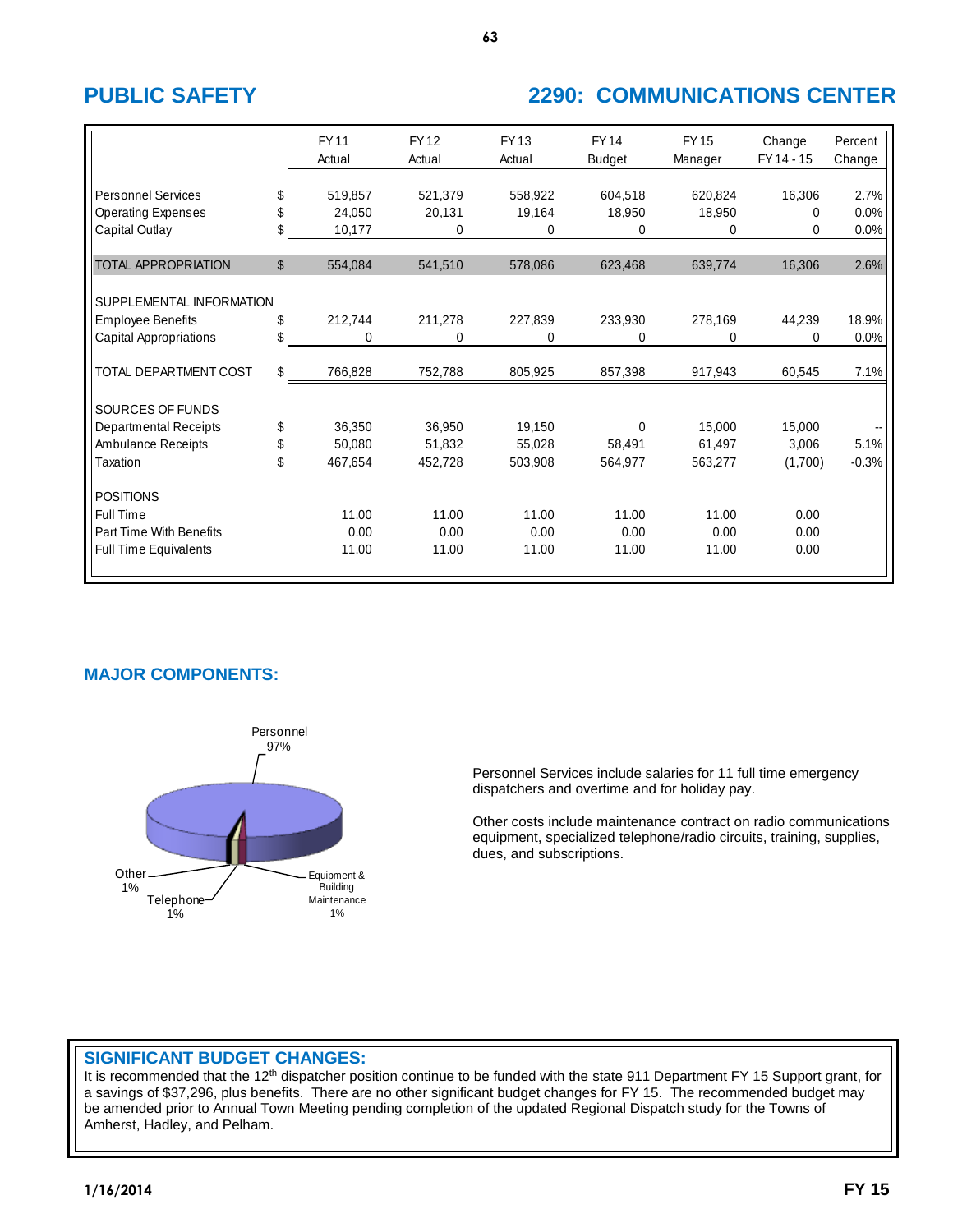## PUBLIC SAFETY

## 2290: COMMUNICATIONS CENTER

| | | FY 11 Actual | FY 12 Actual | FY 13 Actual | FY 14 Budget | FY 15 Manager | Change FY 14 - 15 | Percent Change |
|---|---|---|---|---|---|---|---|---|
| Personnel Services | $ | 519,857 | 521,379 | 558,922 | 604,518 | 620,824 | 16,306 | 2.7% |
| Operating Expenses | $ | 24,050 | 20,131 | 19,164 | 18,950 | 18,950 | 0 | 0.0% |
| Capital Outlay | $ | 10,177 | 0 | 0 | 0 | 0 | 0 | 0.0% |
| TOTAL APPROPRIATION | $ | 554,084 | 541,510 | 578,086 | 623,468 | 639,774 | 16,306 | 2.6% |
| SUPPLEMENTAL INFORMATION | | | | | | | | |
| Employee Benefits | $ | 212,744 | 211,278 | 227,839 | 233,930 | 278,169 | 44,239 | 18.9% |
| Capital Appropriations | $ | 0 | 0 | 0 | 0 | 0 | 0 | 0.0% |
| TOTAL DEPARTMENT COST | $ | 766,828 | 752,788 | 805,925 | 857,398 | 917,943 | 60,545 | 7.1% |
| SOURCES OF FUNDS | | | | | | | | |
| Departmental Receipts | $ | 36,350 | 36,950 | 19,150 | 0 | 15,000 | 15,000 | -- |
| Ambulance Receipts | $ | 50,080 | 51,832 | 55,028 | 58,491 | 61,497 | 3,006 | 5.1% |
| Taxation | $ | 467,654 | 452,728 | 503,908 | 564,977 | 563,277 | (1,700) | -0.3% |
| POSITIONS | | | | | | | | |
| Full Time | | 11.00 | 11.00 | 11.00 | 11.00 | 11.00 | 0.00 | |
| Part Time With Benefits | | 0.00 | 0.00 | 0.00 | 0.00 | 0.00 | 0.00 | |
| Full Time Equivalents | | 11.00 | 11.00 | 11.00 | 11.00 | 11.00 | 0.00 | |

## MAJOR COMPONENTS:

Personnel 97%; Other 1%; Telephone 1%; Equipment & Building Maintenance 1%

Personnel Services include salaries for 11 full time emergency dispatchers and overtime and for holiday pay.

Other costs include maintenance contract on radio communications equipment, specialized telephone/radio circuits, training, supplies, dues, and subscriptions.

## SIGNIFICANT BUDGET CHANGES:

It is recommended that the 12th dispatcher position continue to be funded with the state 911 Department FY 15 Support grant, for a savings of $37,296, plus benefits. There are no other significant budget changes for FY 15. The recommended budget may be amended prior to Annual Town Meeting pending completion of the updated Regional Dispatch study for the Towns of Amherst, Hadley, and Pelham.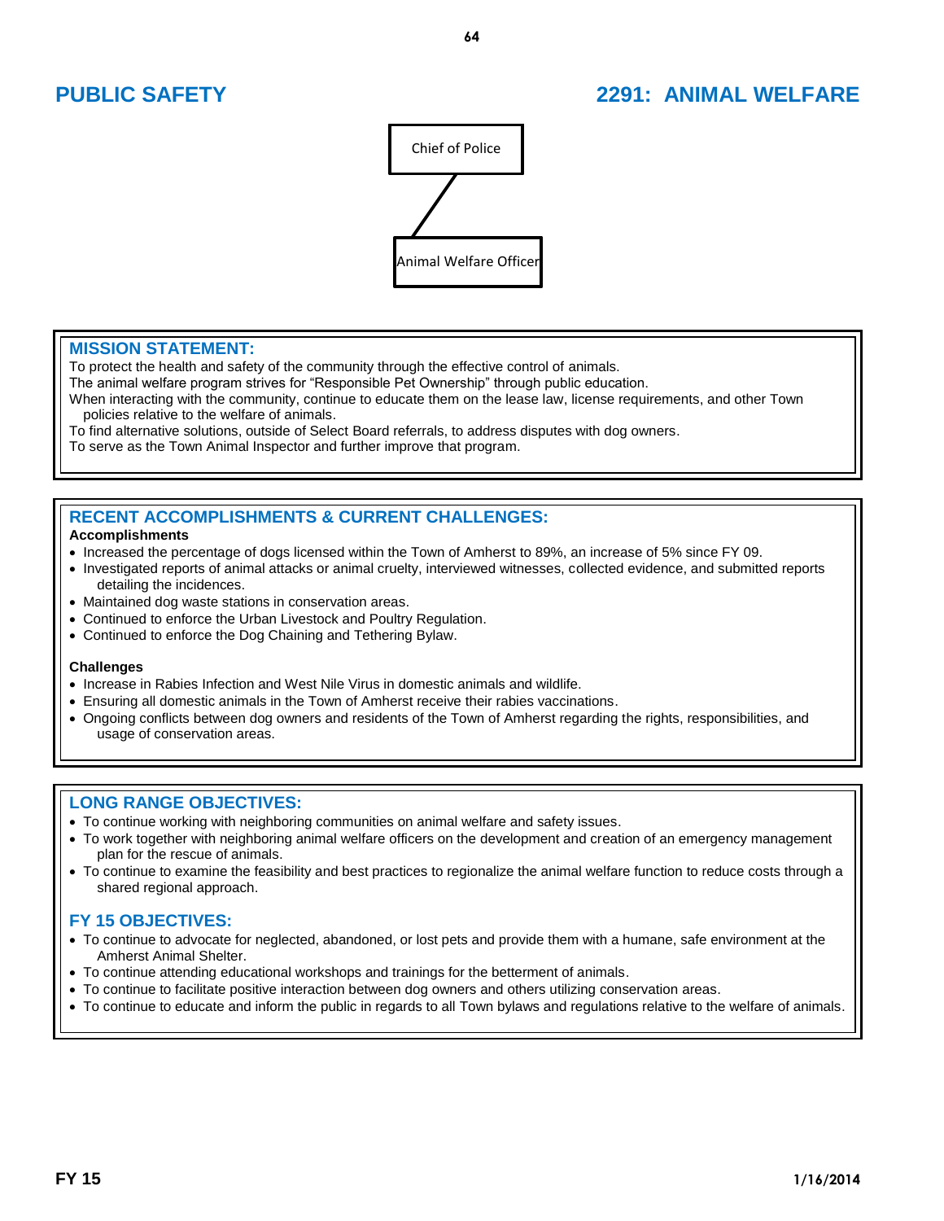# PUBLIC SAFETY

# 2291: ANIMAL WELFARE

Chief of Police

Animal Welfare Officer

## MISSION STATEMENT:

To protect the health and safety of the community through the effective control of animals.
The animal welfare program strives for "Responsible Pet Ownership" through public education.
When interacting with the community, continue to educate them on the lease law, license requirements, and other Town policies relative to the welfare of animals.
To find alternative solutions, outside of Select Board referrals, to address disputes with dog owners.
To serve as the Town Animal Inspector and further improve that program.

## RECENT ACCOMPLISHMENTS & CURRENT CHALLENGES:

**Accomplishments**

- Increased the percentage of dogs licensed within the Town of Amherst to 89%, an increase of 5% since FY 09.
- Investigated reports of animal attacks or animal cruelty, interviewed witnesses, collected evidence, and submitted reports detailing the incidences.
- Maintained dog waste stations in conservation areas.
- Continued to enforce the Urban Livestock and Poultry Regulation.
- Continued to enforce the Dog Chaining and Tethering Bylaw.

**Challenges**

- Increase in Rabies Infection and West Nile Virus in domestic animals and wildlife.
- Ensuring all domestic animals in the Town of Amherst receive their rabies vaccinations.
- Ongoing conflicts between dog owners and residents of the Town of Amherst regarding the rights, responsibilities, and usage of conservation areas.

## LONG RANGE OBJECTIVES:

- To continue working with neighboring communities on animal welfare and safety issues.
- To work together with neighboring animal welfare officers on the development and creation of an emergency management plan for the rescue of animals.
- To continue to examine the feasibility and best practices to regionalize the animal welfare function to reduce costs through a shared regional approach.

## FY 15 OBJECTIVES:

- To continue to advocate for neglected, abandoned, or lost pets and provide them with a humane, safe environment at the Amherst Animal Shelter.
- To continue attending educational workshops and trainings for the betterment of animals.
- To continue to facilitate positive interaction between dog owners and others utilizing conservation areas.
- To continue to educate and inform the public in regards to all Town bylaws and regulations relative to the welfare of animals.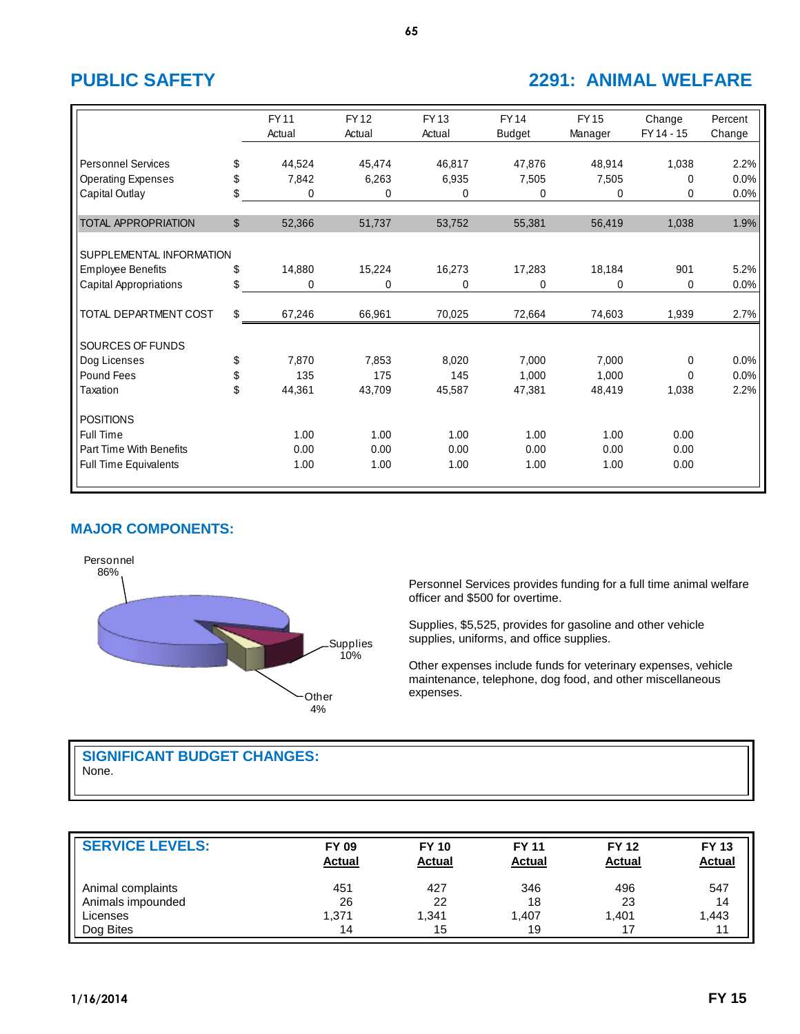## PUBLIC SAFETY

## 2291: ANIMAL WELFARE

| | | FY 11 Actual | FY 12 Actual | FY 13 Actual | FY 14 Budget | FY 15 Manager | Change FY 14 - 15 | Percent Change |
|---|---|---|---|---|---|---|---|---|
| Personnel Services | $ | 44,524 | 45,474 | 46,817 | 47,876 | 48,914 | 1,038 | 2.2% |
| Operating Expenses | $ | 7,842 | 6,263 | 6,935 | 7,505 | 7,505 | 0 | 0.0% |
| Capital Outlay | $ | 0 | 0 | 0 | 0 | 0 | 0 | 0.0% |
| TOTAL APPROPRIATION | $ | 52,366 | 51,737 | 53,752 | 55,381 | 56,419 | 1,038 | 1.9% |
| SUPPLEMENTAL INFORMATION | | | | | | | | |
| Employee Benefits | $ | 14,880 | 15,224 | 16,273 | 17,283 | 18,184 | 901 | 5.2% |
| Capital Appropriations | $ | 0 | 0 | 0 | 0 | 0 | 0 | 0.0% |
| TOTAL DEPARTMENT COST | $ | 67,246 | 66,961 | 70,025 | 72,664 | 74,603 | 1,939 | 2.7% |
| SOURCES OF FUNDS | | | | | | | | |
| Dog Licenses | $ | 7,870 | 7,853 | 8,020 | 7,000 | 7,000 | 0 | 0.0% |
| Pound Fees | $ | 135 | 175 | 145 | 1,000 | 1,000 | 0 | 0.0% |
| Taxation | $ | 44,361 | 43,709 | 45,587 | 47,381 | 48,419 | 1,038 | 2.2% |
| POSITIONS | | | | | | | | |
| Full Time | | 1.00 | 1.00 | 1.00 | 1.00 | 1.00 | 0.00 | |
| Part Time With Benefits | | 0.00 | 0.00 | 0.00 | 0.00 | 0.00 | 0.00 | |
| Full Time Equivalents | | 1.00 | 1.00 | 1.00 | 1.00 | 1.00 | 0.00 | |

## MAJOR COMPONENTS:

Personnel 86%

Supplies 10%

Other 4%

Personnel Services provides funding for a full time animal welfare officer and $500 for overtime.

Supplies, $5,525, provides for gasoline and other vehicle supplies, uniforms, and office supplies.

Other expenses include funds for veterinary expenses, vehicle maintenance, telephone, dog food, and other miscellaneous expenses.

## SIGNIFICANT BUDGET CHANGES:

None.

| SERVICE LEVELS: | FY 09 Actual | FY 10 Actual | FY 11 Actual | FY 12 Actual | FY 13 Actual |
|---|---|---|---|---|---|
| Animal complaints | 451 | 427 | 346 | 496 | 547 |
| Animals impounded | 26 | 22 | 18 | 23 | 14 |
| Licenses | 1,371 | 1,341 | 1,407 | 1,401 | 1,443 |
| Dog Bites | 14 | 15 | 19 | 17 | 11 |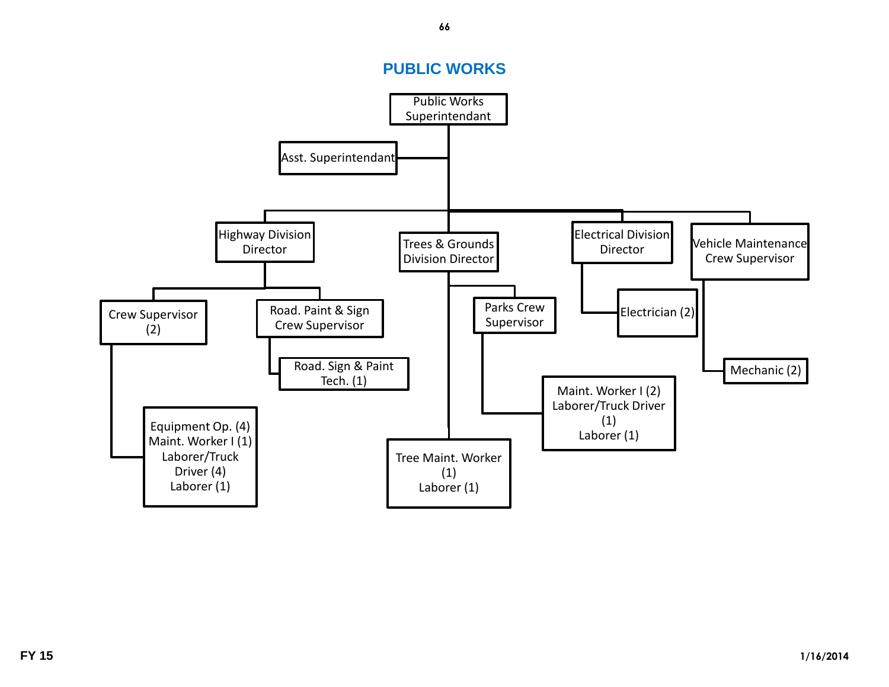# PUBLIC WORKS

Public Works Superintendant

Asst. Superintendant

Highway Division Director

Trees & Grounds Division Director

Electrical Division Director

Vehicle Maintenance Crew Supervisor

Crew Supervisor (2)

Road. Paint & Sign Crew Supervisor

Road. Sign & Paint Tech. (1)

Parks Crew Supervisor

Electrician (2)

Mechanic (2)

Maint. Worker I (2)
Laborer/Truck Driver (1)
Laborer (1)

Equipment Op. (4)
Maint. Worker I (1)
Laborer/Truck Driver (4)
Laborer (1)

Tree Maint. Worker (1)
Laborer (1)

FY 15

1/16/2014